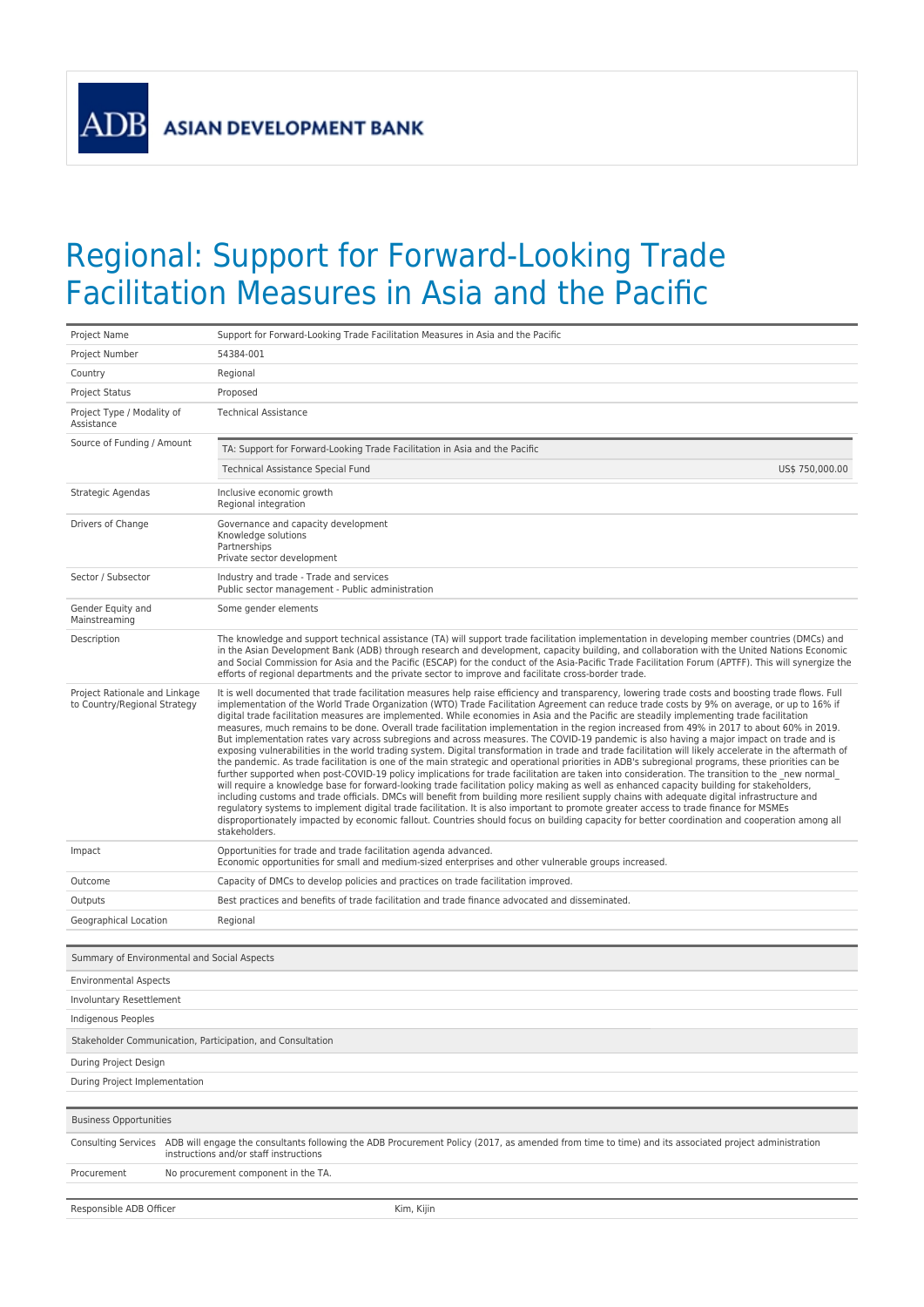ADB ASIAN DEVELOPMENT BANK

# Regional: Support for Forward-Looking Trade Facilitation Measures in Asia and the Pacific

| | |
|---|---|
| Project Name | Support for Forward-Looking Trade Facilitation Measures in Asia and the Pacific |
| Project Number | 54384-001 |
| Country | Regional |
| Project Status | Proposed |
| Project Type / Modality of Assistance | Technical Assistance |
| Source of Funding / Amount | TA: Support for Forward-Looking Trade Facilitation in Asia and the Pacific<br>Technical Assistance Special Fund US$ 750,000.00 |
| Strategic Agendas | Inclusive economic growth<br>Regional integration |
| Drivers of Change | Governance and capacity development<br>Knowledge solutions<br>Partnerships<br>Private sector development |
| Sector / Subsector | Industry and trade - Trade and services<br>Public sector management - Public administration |
| Gender Equity and Mainstreaming | Some gender elements |
| Description | The knowledge and support technical assistance (TA) will support trade facilitation implementation in developing member countries (DMCs) and in the Asian Development Bank (ADB) through research and development, capacity building, and collaboration with the United Nations Economic and Social Commission for Asia and the Pacific (ESCAP) for the conduct of the Asia-Pacific Trade Facilitation Forum (APTFF). This will synergize the efforts of regional departments and the private sector to improve and facilitate cross-border trade. |
| Project Rationale and Linkage to Country/Regional Strategy | It is well documented that trade facilitation measures help raise efficiency and transparency, lowering trade costs and boosting trade flows. Full implementation of the World Trade Organization (WTO) Trade Facilitation Agreement can reduce trade costs by 9% on average, or up to 16% if digital trade facilitation measures are implemented. While economies in Asia and the Pacific are steadily implementing trade facilitation measures, much remains to be done. Overall trade facilitation implementation in the region increased from 49% in 2017 to about 60% in 2019. But implementation rates vary across subregions and across measures. The COVID-19 pandemic is also having a major impact on trade and is exposing vulnerabilities in the world trading system. Digital transformation in trade and trade facilitation will likely accelerate in the aftermath of the pandemic. As trade facilitation is one of the main strategic and operational priorities in ADB's subregional programs, these priorities can be further supported when post-COVID-19 policy implications for trade facilitation are taken into consideration. The transition to the _new normal_ will require a knowledge base for forward-looking trade facilitation policy making as well as enhanced capacity building for stakeholders, including customs and trade officials. DMCs will benefit from building more resilient supply chains with adequate digital infrastructure and regulatory systems to implement digital trade facilitation. It is also important to promote greater access to trade finance for MSMEs disproportionately impacted by economic fallout. Countries should focus on building capacity for better coordination and cooperation among all stakeholders. |
| Impact | Opportunities for trade and trade facilitation agenda advanced.<br>Economic opportunities for small and medium-sized enterprises and other vulnerable groups increased. |
| Outcome | Capacity of DMCs to develop policies and practices on trade facilitation improved. |
| Outputs | Best practices and benefits of trade facilitation and trade finance advocated and disseminated. |
| Geographical Location | Regional |

| Summary of Environmental and Social Aspects |
|---|
| Environmental Aspects |
| Involuntary Resettlement |
| Indigenous Peoples |
| **Stakeholder Communication, Participation, and Consultation** |
| During Project Design |
| During Project Implementation |

| Business Opportunities | |
|---|---|
| Consulting Services | ADB will engage the consultants following the ADB Procurement Policy (2017, as amended from time to time) and its associated project administration instructions and/or staff instructions |
| Procurement | No procurement component in the TA. |

| | |
|---|---|
| Responsible ADB Officer | Kim, Kijin |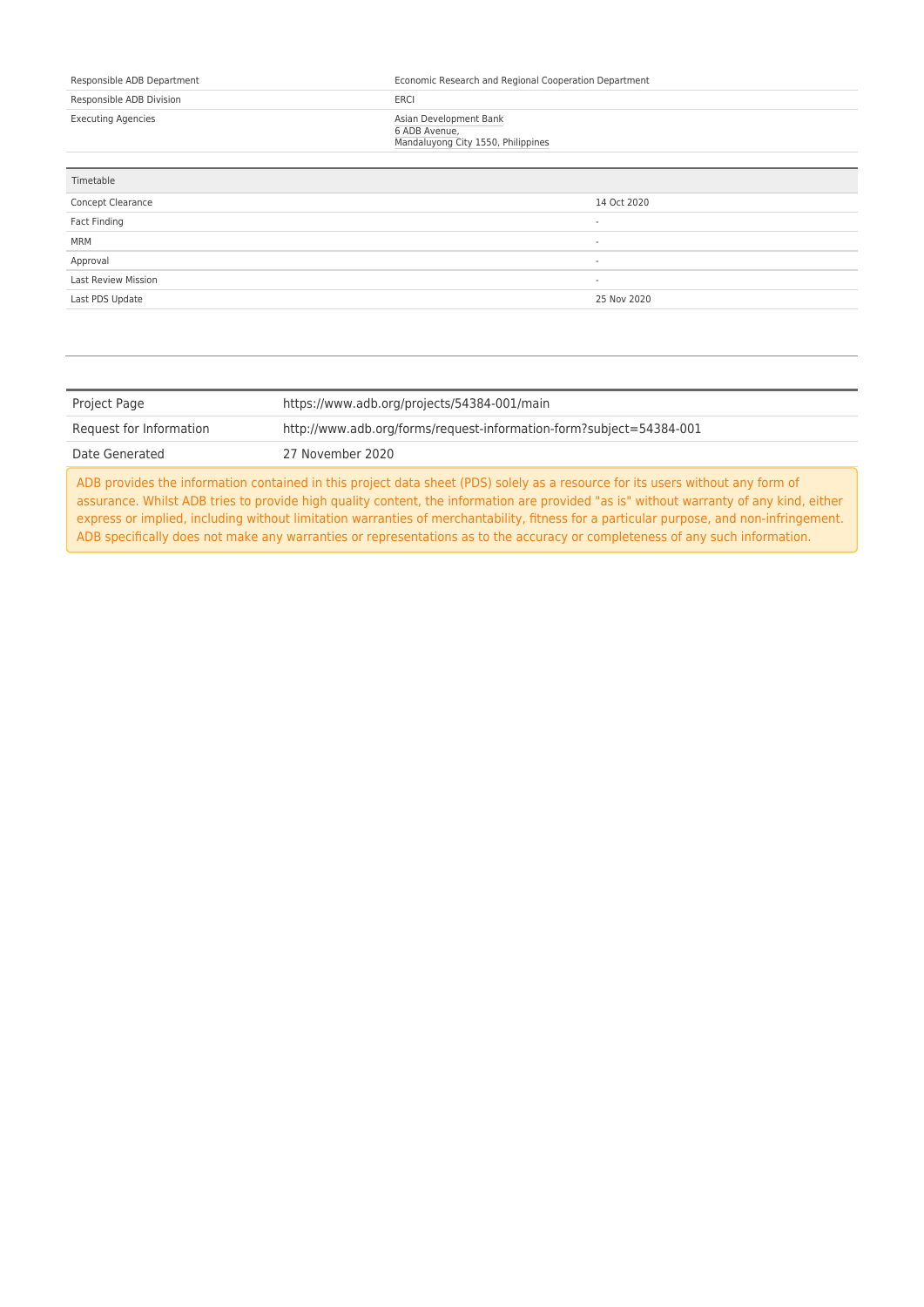| | |
|---|---|
| Responsible ADB Department | Economic Research and Regional Cooperation Department |
| Responsible ADB Division | ERCI |
| Executing Agencies | Asian Development Bank<br>6 ADB Avenue,<br>Mandaluyong City 1550, Philippines |

| Timetable | |
|---|---|
| Concept Clearance | 14 Oct 2020 |
| Fact Finding | - |
| MRM | - |
| Approval | - |
| Last Review Mission | - |
| Last PDS Update | 25 Nov 2020 |

| | |
|---|---|
| Project Page | https://www.adb.org/projects/54384-001/main |
| Request for Information | http://www.adb.org/forms/request-information-form?subject=54384-001 |
| Date Generated | 27 November 2020 |

ADB provides the information contained in this project data sheet (PDS) solely as a resource for its users without any form of assurance. Whilst ADB tries to provide high quality content, the information are provided "as is" without warranty of any kind, either express or implied, including without limitation warranties of merchantability, fitness for a particular purpose, and non-infringement. ADB specifically does not make any warranties or representations as to the accuracy or completeness of any such information.